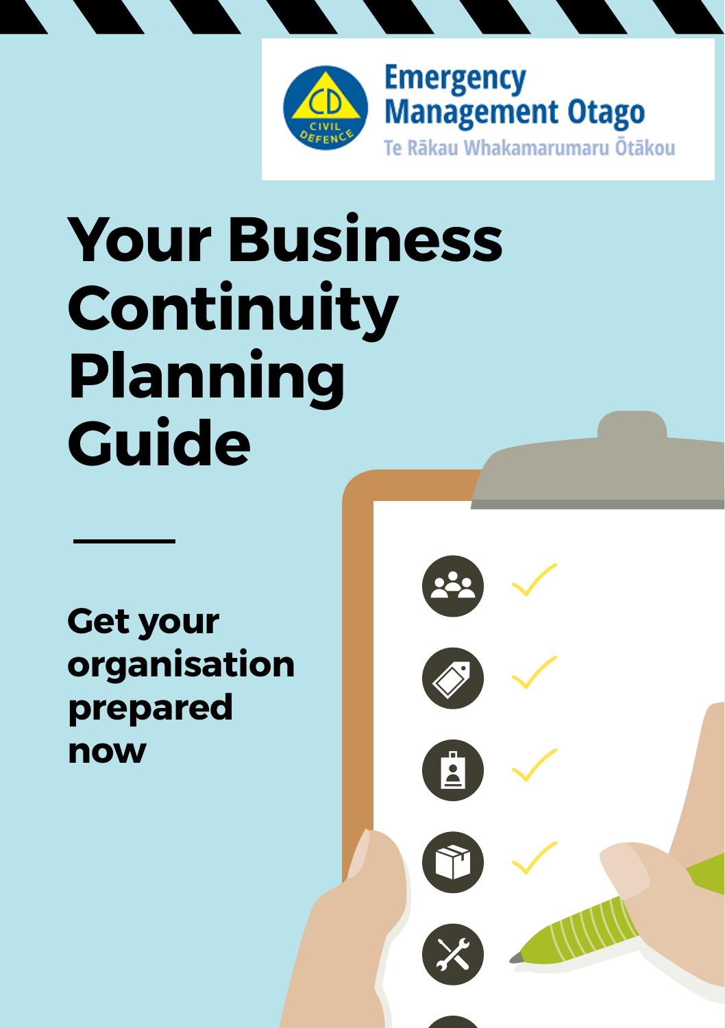Emergency Management Otago

Te Rākau Whakamarumaru Ōtākou

# Your Business Continuity Planning Guide

## Get your organisation prepared now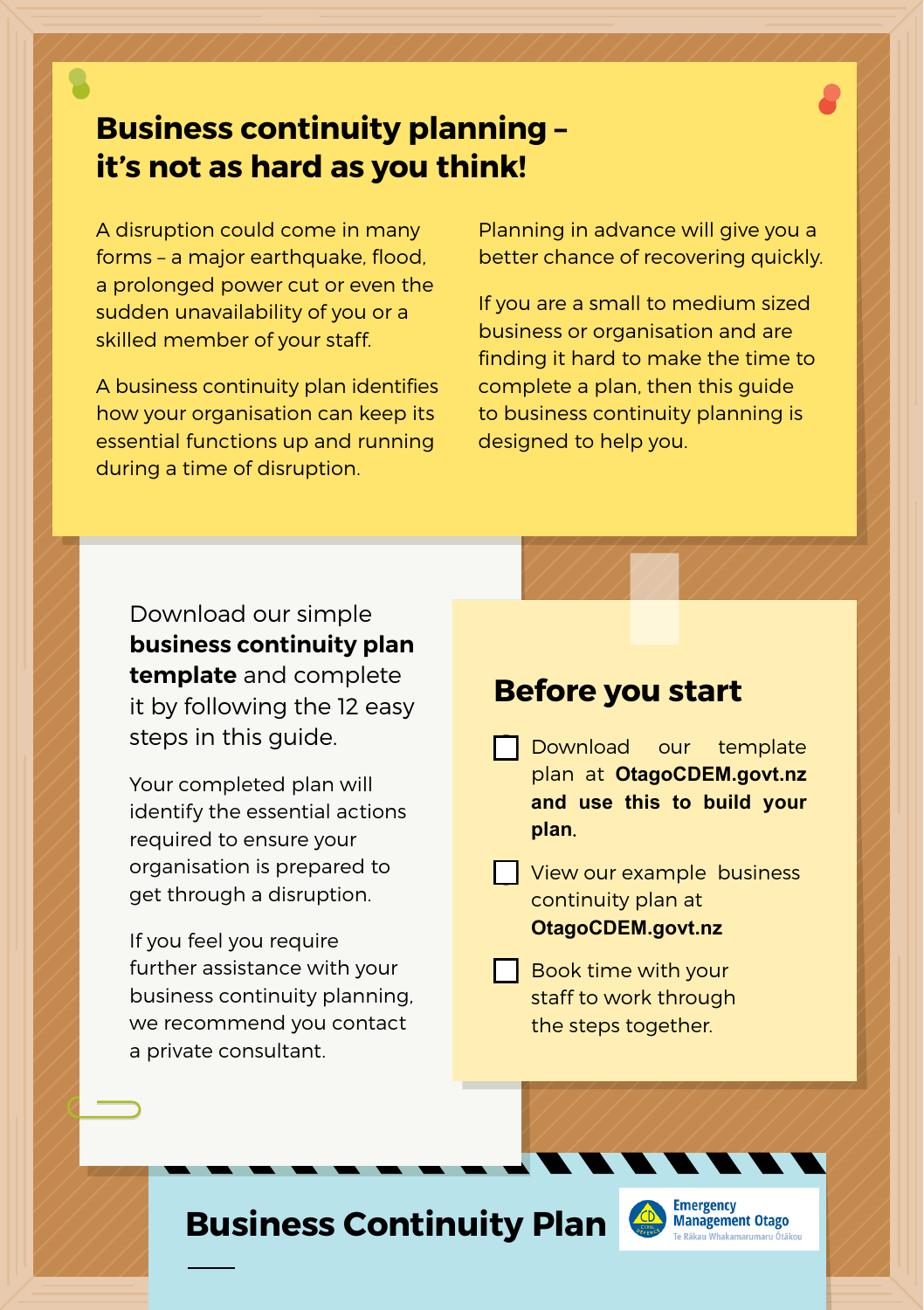# Business continuity planning – it's not as hard as you think!

A disruption could come in many forms – a major earthquake, flood, a prolonged power cut or even the sudden unavailability of you or a skilled member of your staff.

A business continuity plan identifies how your organisation can keep its essential functions up and running during a time of disruption.

Planning in advance will give you a better chance of recovering quickly.

If you are a small to medium sized business or organisation and are finding it hard to make the time to complete a plan, then this guide to business continuity planning is designed to help you.

Download our simple **business continuity plan template** and complete it by following the 12 easy steps in this guide.

Your completed plan will identify the essential actions required to ensure your organisation is prepared to get through a disruption.

If you feel you require further assistance with your business continuity planning, we recommend you contact a private consultant.

## Before you start

- [ ] Download our template plan at **OtagoCDEM.govt.nz and use this to build your plan**.
- [ ] View our example business continuity plan at **OtagoCDEM.govt.nz**
- [ ] Book time with your staff to work through the steps together.

**Business Continuity Plan**

Emergency Management Otago
Te Rākau Whakamarumaru Ōtākou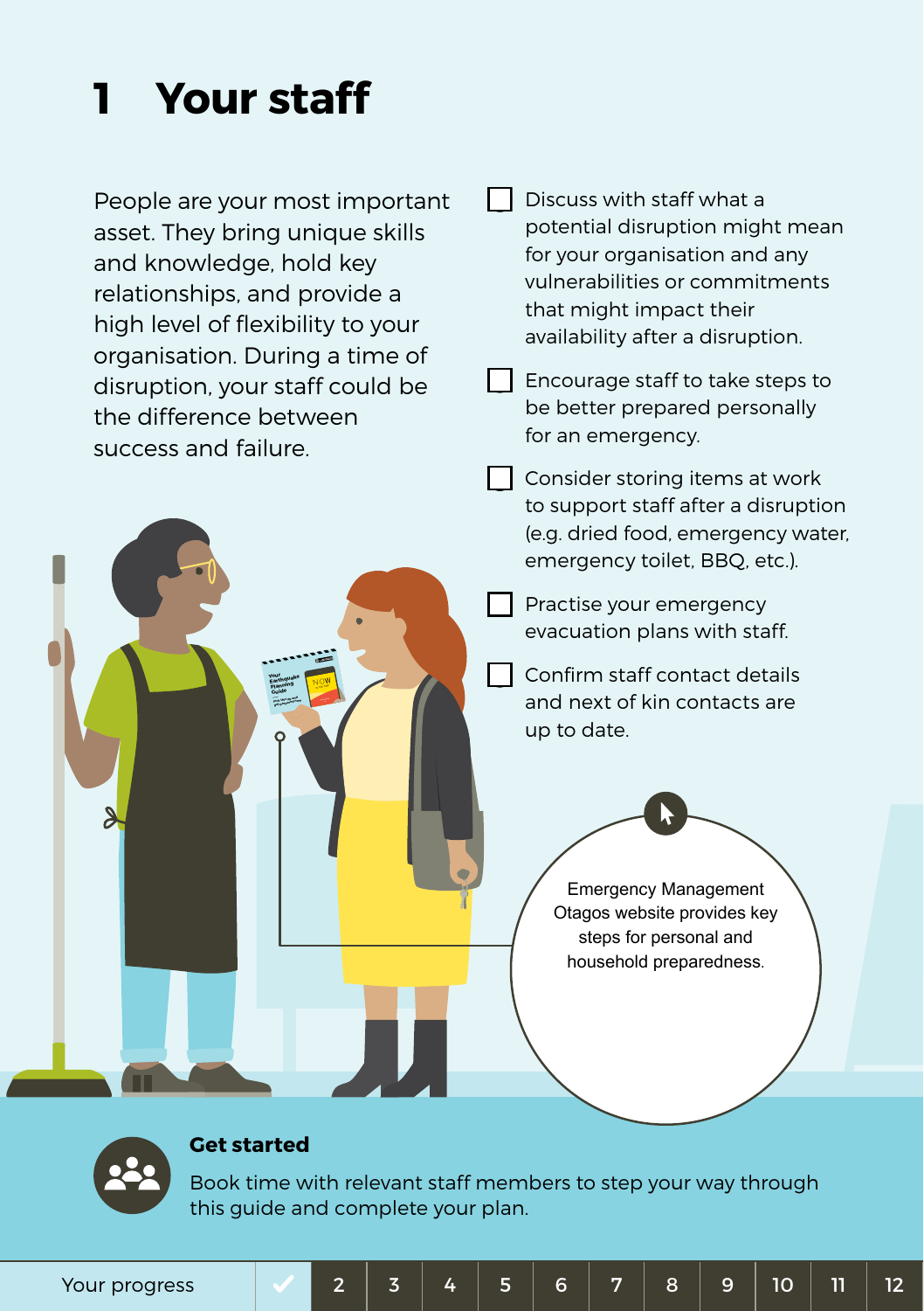# 1 Your staff

People are your most important asset. They bring unique skills and knowledge, hold key relationships, and provide a high level of flexibility to your organisation. During a time of disruption, your staff could be the difference between success and failure.

- [ ] Discuss with staff what a potential disruption might mean for your organisation and any vulnerabilities or commitments that might impact their availability after a disruption.
- [ ] Encourage staff to take steps to be better prepared personally for an emergency.
- [ ] Consider storing items at work to support staff after a disruption (e.g. dried food, emergency water, emergency toilet, BBQ, etc.).
- [ ] Practise your emergency evacuation plans with staff.
- [ ] Confirm staff contact details and next of kin contacts are up to date.

Emergency Management Otagos website provides key steps for personal and household preparedness.

**Get started**

Book time with relevant staff members to step your way through this guide and complete your plan.

Your progress ✓ 2 3 4 5 6 7 8 9 10 11 12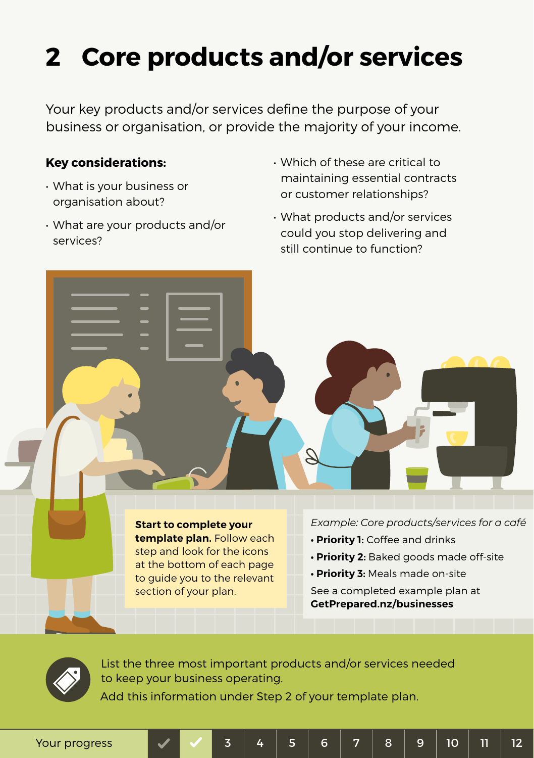# 2 Core products and/or services

Your key products and/or services define the purpose of your business or organisation, or provide the majority of your income.

**Key considerations:**

- What is your business or organisation about?
- What are your products and/or services?
- Which of these are critical to maintaining essential contracts or customer relationships?
- What products and/or services could you stop delivering and still continue to function?

**Start to complete your template plan.** Follow each step and look for the icons at the bottom of each page to guide you to the relevant section of your plan.

*Example: Core products/services for a café*

- **Priority 1:** Coffee and drinks
- **Priority 2:** Baked goods made off-site
- **Priority 3:** Meals made on-site

See a completed example plan at **GetPrepared.nz/businesses**

List the three most important products and/or services needed to keep your business operating.
Add this information under Step 2 of your template plan.

Your progress | ✓ | ✓ | 3 | 4 | 5 | 6 | 7 | 8 | 9 | 10 | 11 | 12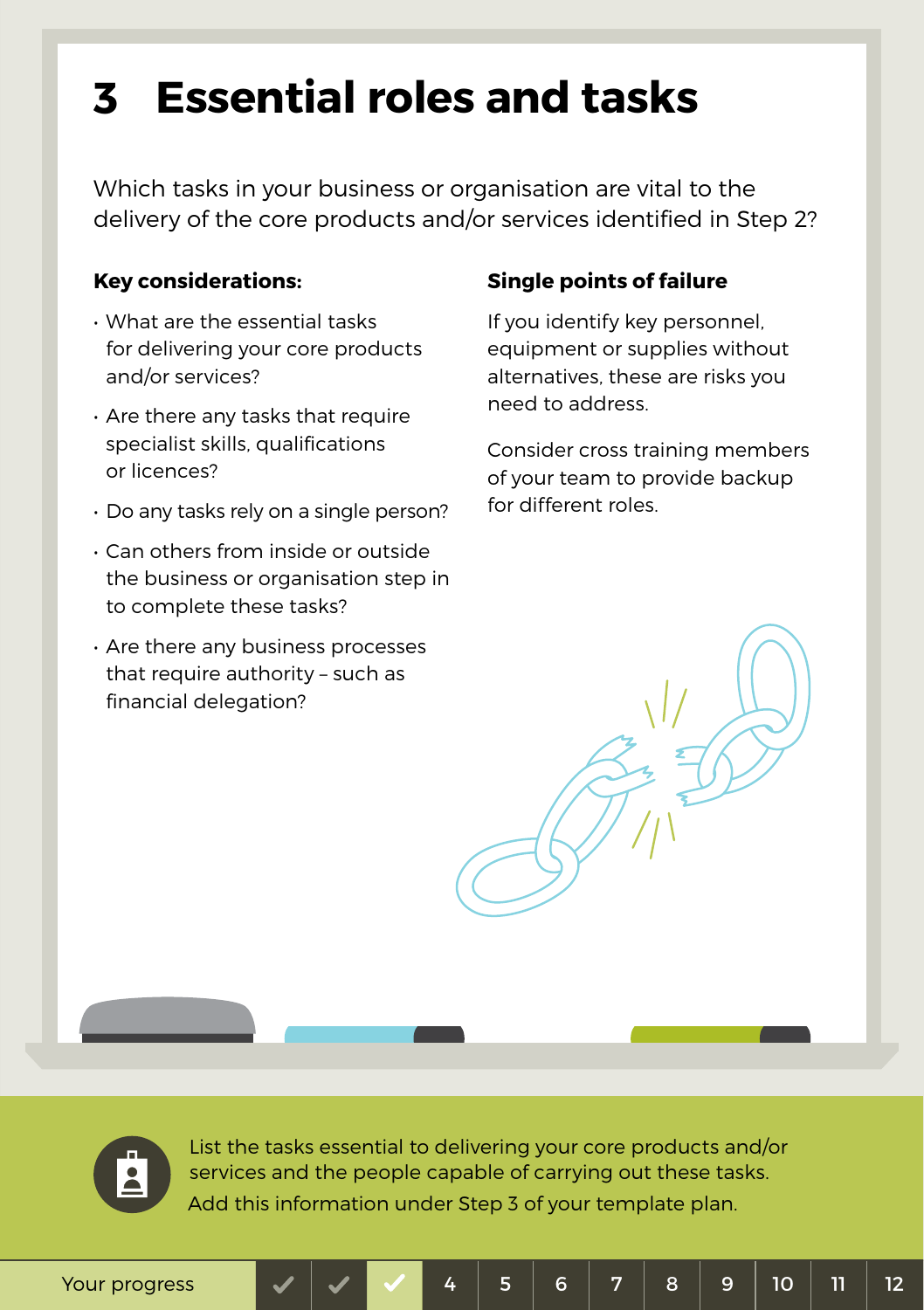# 3 Essential roles and tasks

Which tasks in your business or organisation are vital to the delivery of the core products and/or services identified in Step 2?

**Key considerations:**

- What are the essential tasks for delivering your core products and/or services?
- Are there any tasks that require specialist skills, qualifications or licences?
- Do any tasks rely on a single person?
- Can others from inside or outside the business or organisation step in to complete these tasks?
- Are there any business processes that require authority – such as financial delegation?

**Single points of failure**

If you identify key personnel, equipment or supplies without alternatives, these are risks you need to address.

Consider cross training members of your team to provide backup for different roles.

List the tasks essential to delivering your core products and/or services and the people capable of carrying out these tasks. Add this information under Step 3 of your template plan.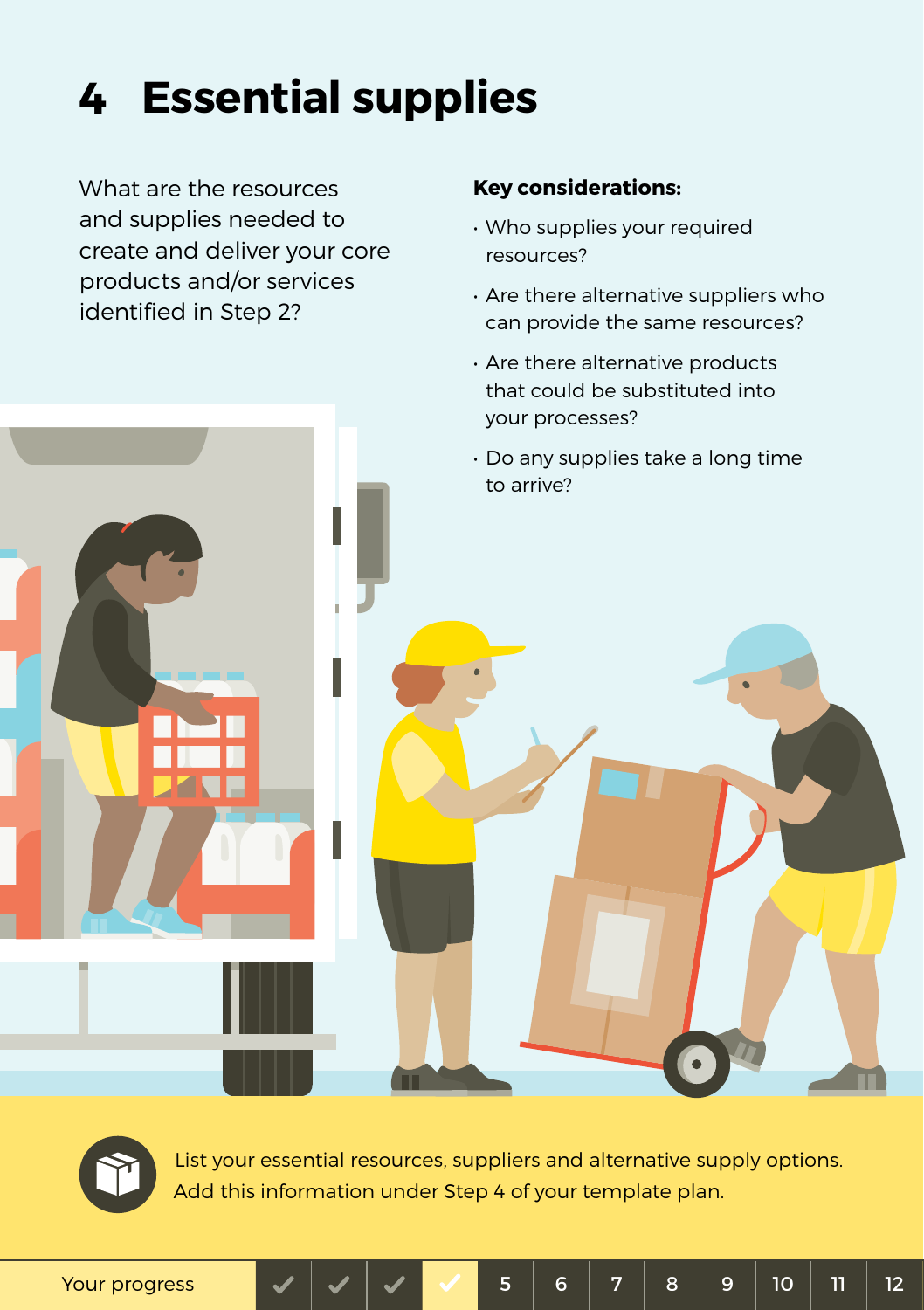# 4 Essential supplies

What are the resources and supplies needed to create and deliver your core products and/or services identified in Step 2?

**Key considerations:**

- Who supplies your required resources?
- Are there alternative suppliers who can provide the same resources?
- Are there alternative products that could be substituted into your processes?
- Do any supplies take a long time to arrive?

List your essential resources, suppliers and alternative supply options. Add this information under Step 4 of your template plan.

Your progress ✓ ✓ ✓ ✓ 5 6 7 8 9 10 11 12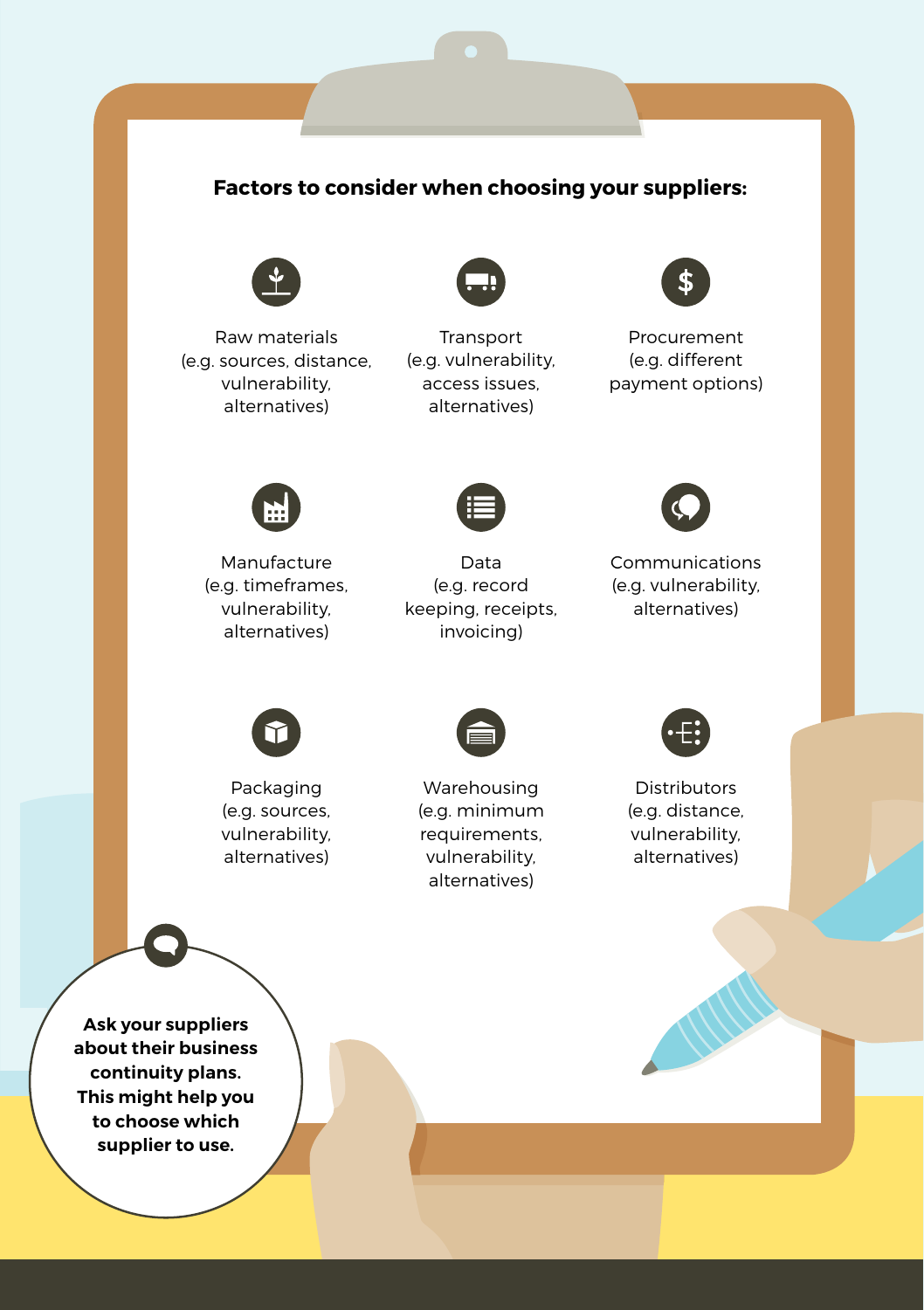**Factors to consider when choosing your suppliers:**

- Raw materials (e.g. sources, distance, vulnerability, alternatives)
- Transport (e.g. vulnerability, access issues, alternatives)
- Procurement (e.g. different payment options)
- Manufacture (e.g. timeframes, vulnerability, alternatives)
- Data (e.g. record keeping, receipts, invoicing)
- Communications (e.g. vulnerability, alternatives)
- Packaging (e.g. sources, vulnerability, alternatives)
- Warehousing (e.g. minimum requirements, vulnerability, alternatives)
- Distributors (e.g. distance, vulnerability, alternatives)

**Ask your suppliers about their business continuity plans. This might help you to choose which supplier to use.**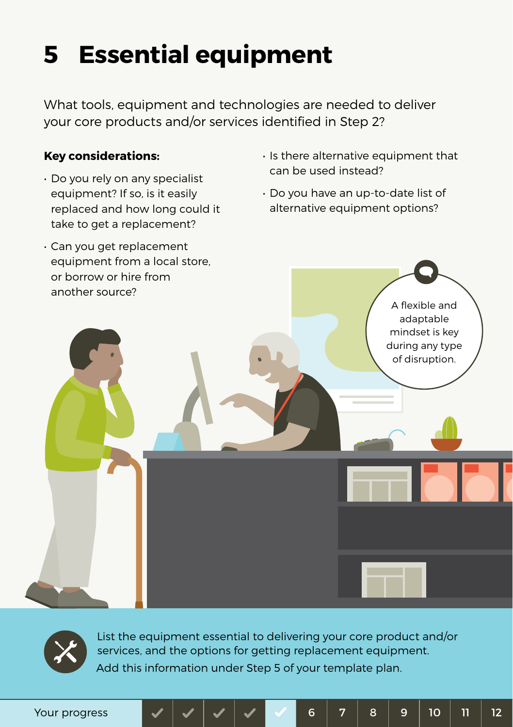# 5 Essential equipment

What tools, equipment and technologies are needed to deliver your core products and/or services identified in Step 2?

**Key considerations:**

- Do you rely on any specialist equipment? If so, is it easily replaced and how long could it take to get a replacement?
- Can you get replacement equipment from a local store, or borrow or hire from another source?
- Is there alternative equipment that can be used instead?
- Do you have an up-to-date list of alternative equipment options?

A flexible and adaptable mindset is key during any type of disruption.

List the equipment essential to delivering your core product and/or services, and the options for getting replacement equipment.
Add this information under Step 5 of your template plan.

Your progress ✓ ✓ ✓ ✓ ✓ 6 7 8 9 10 11 12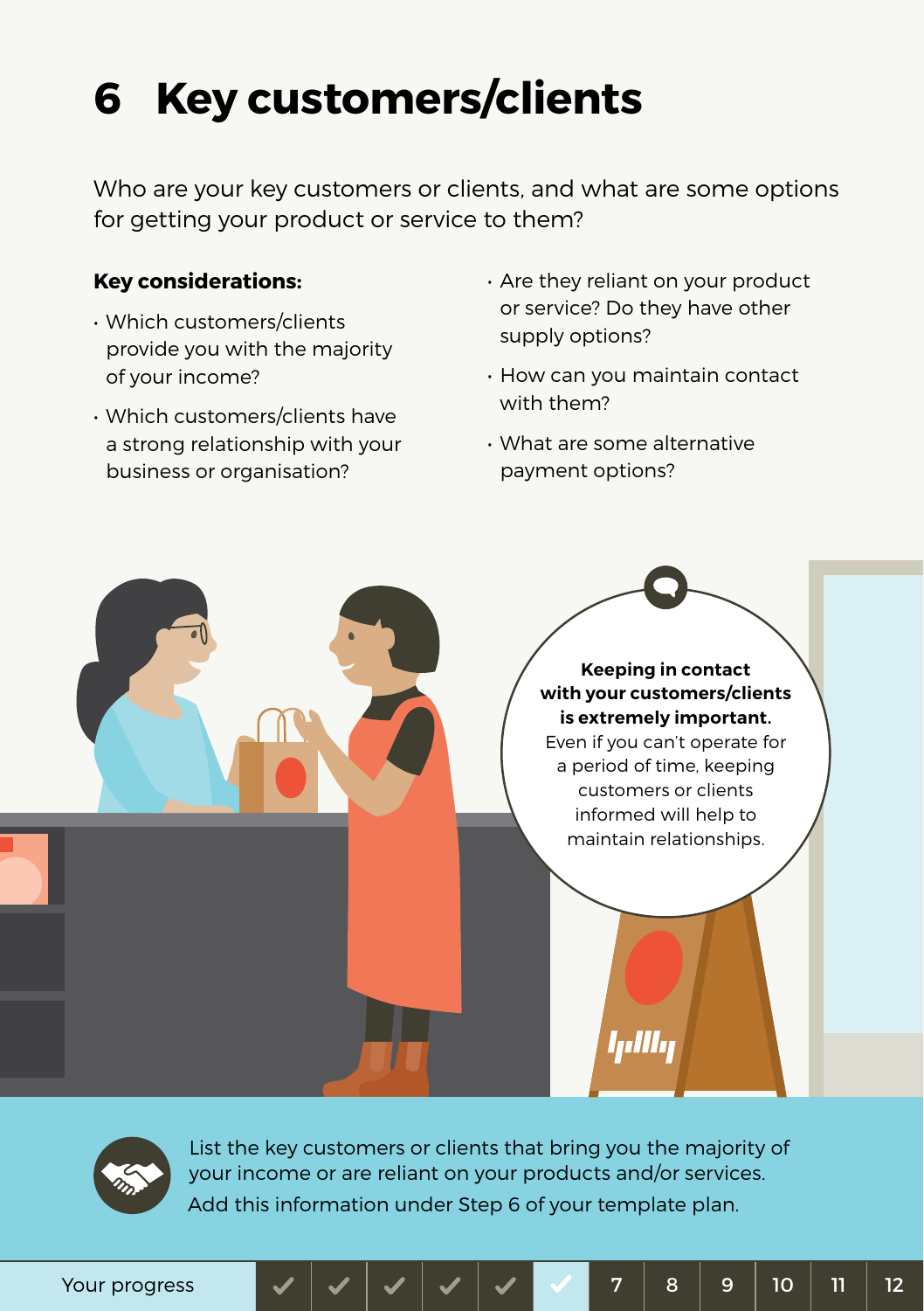# 6 Key customers/clients

Who are your key customers or clients, and what are some options for getting your product or service to them?

**Key considerations:**

- Which customers/clients provide you with the majority of your income?
- Which customers/clients have a strong relationship with your business or organisation?
- Are they reliant on your product or service? Do they have other supply options?
- How can you maintain contact with them?
- What are some alternative payment options?

**Keeping in contact with your customers/clients is extremely important.** Even if you can't operate for a period of time, keeping customers or clients informed will help to maintain relationships.

List the key customers or clients that bring you the majority of your income or are reliant on your products and/or services. Add this information under Step 6 of your template plan.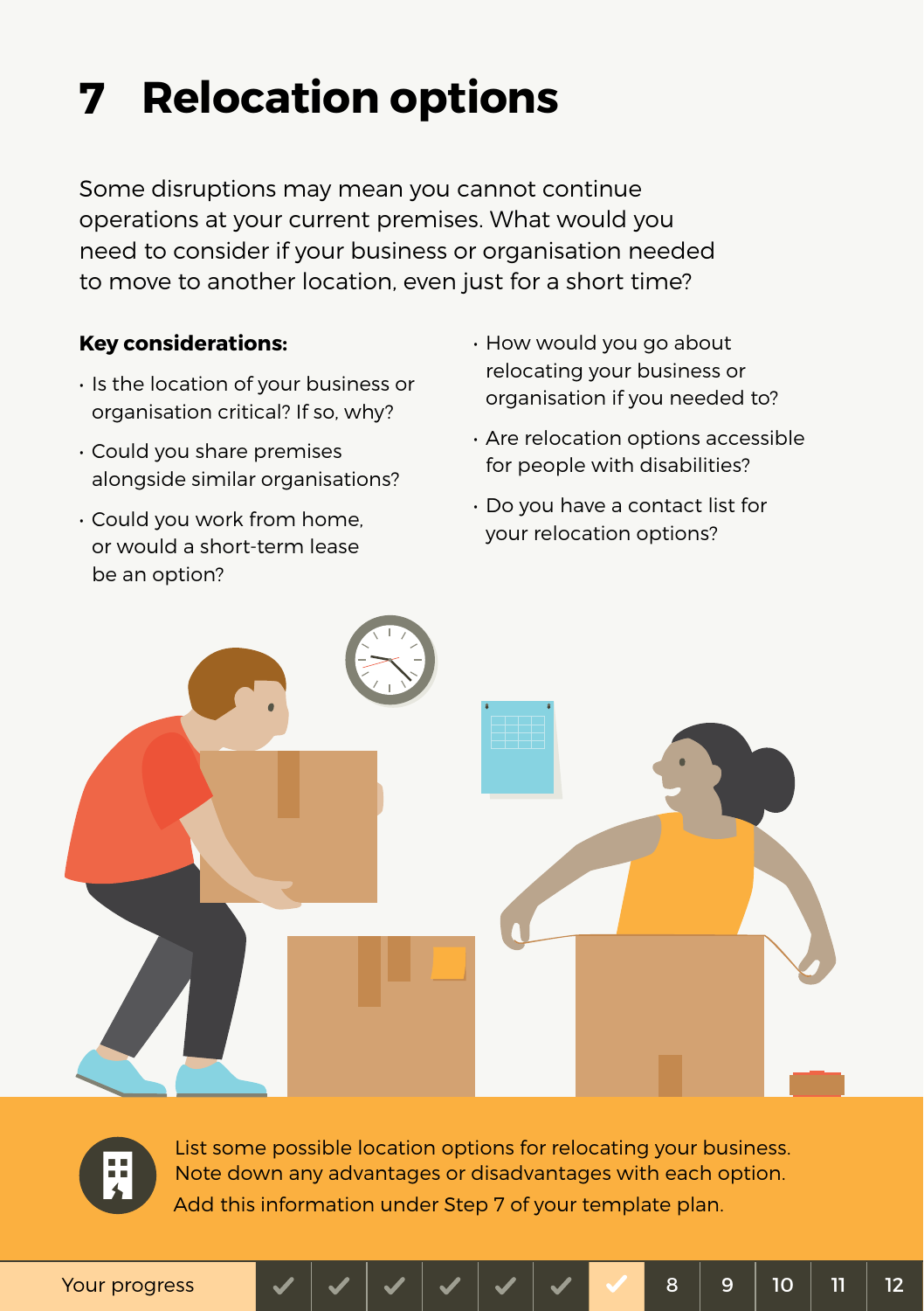# 7 Relocation options

Some disruptions may mean you cannot continue operations at your current premises. What would you need to consider if your business or organisation needed to move to another location, even just for a short time?

**Key considerations:**

- Is the location of your business or organisation critical? If so, why?
- Could you share premises alongside similar organisations?
- Could you work from home, or would a short-term lease be an option?
- How would you go about relocating your business or organisation if you needed to?
- Are relocation options accessible for people with disabilities?
- Do you have a contact list for your relocation options?

List some possible location options for relocating your business. Note down any advantages or disadvantages with each option. Add this information under Step 7 of your template plan.

Your progress ✓ ✓ ✓ ✓ ✓ ✓ ✓ 8 9 10 11 12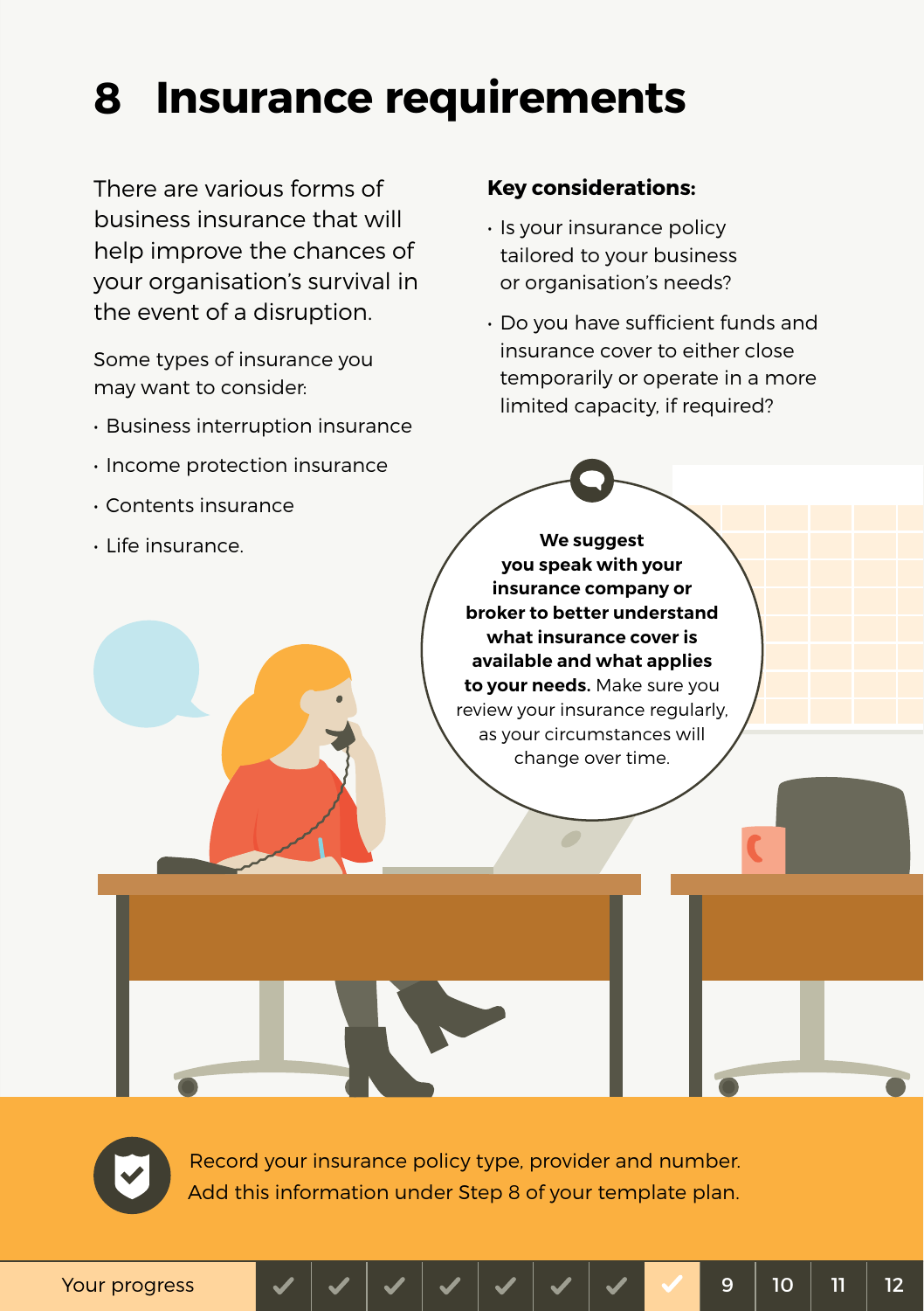# 8 Insurance requirements

There are various forms of business insurance that will help improve the chances of your organisation's survival in the event of a disruption.

Some types of insurance you may want to consider:

- Business interruption insurance
- Income protection insurance
- Contents insurance
- Life insurance.

**Key considerations:**

- Is your insurance policy tailored to your business or organisation's needs?
- Do you have sufficient funds and insurance cover to either close temporarily or operate in a more limited capacity, if required?

**We suggest you speak with your insurance company or broker to better understand what insurance cover is available and what applies to your needs.** Make sure you review your insurance regularly, as your circumstances will change over time.

Record your insurance policy type, provider and number. Add this information under Step 8 of your template plan.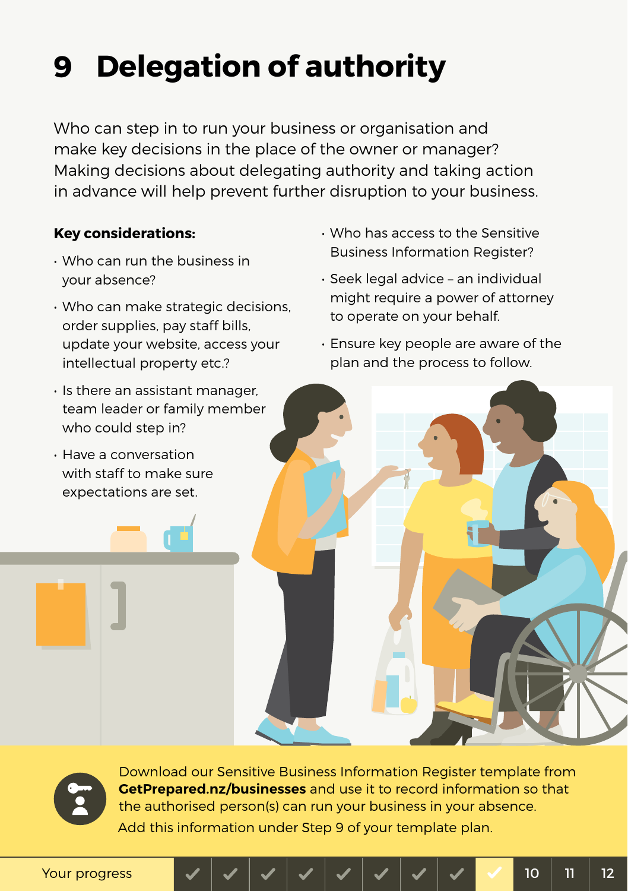# 9 Delegation of authority

Who can step in to run your business or organisation and make key decisions in the place of the owner or manager? Making decisions about delegating authority and taking action in advance will help prevent further disruption to your business.

**Key considerations:**

- Who can run the business in your absence?
- Who can make strategic decisions, order supplies, pay staff bills, update your website, access your intellectual property etc.?
- Is there an assistant manager, team leader or family member who could step in?
- Have a conversation with staff to make sure expectations are set.
- Who has access to the Sensitive Business Information Register?
- Seek legal advice – an individual might require a power of attorney to operate on your behalf.
- Ensure key people are aware of the plan and the process to follow.

Download our Sensitive Business Information Register template from **GetPrepared.nz/businesses** and use it to record information so that the authorised person(s) can run your business in your absence.

Add this information under Step 9 of your template plan.

Your progress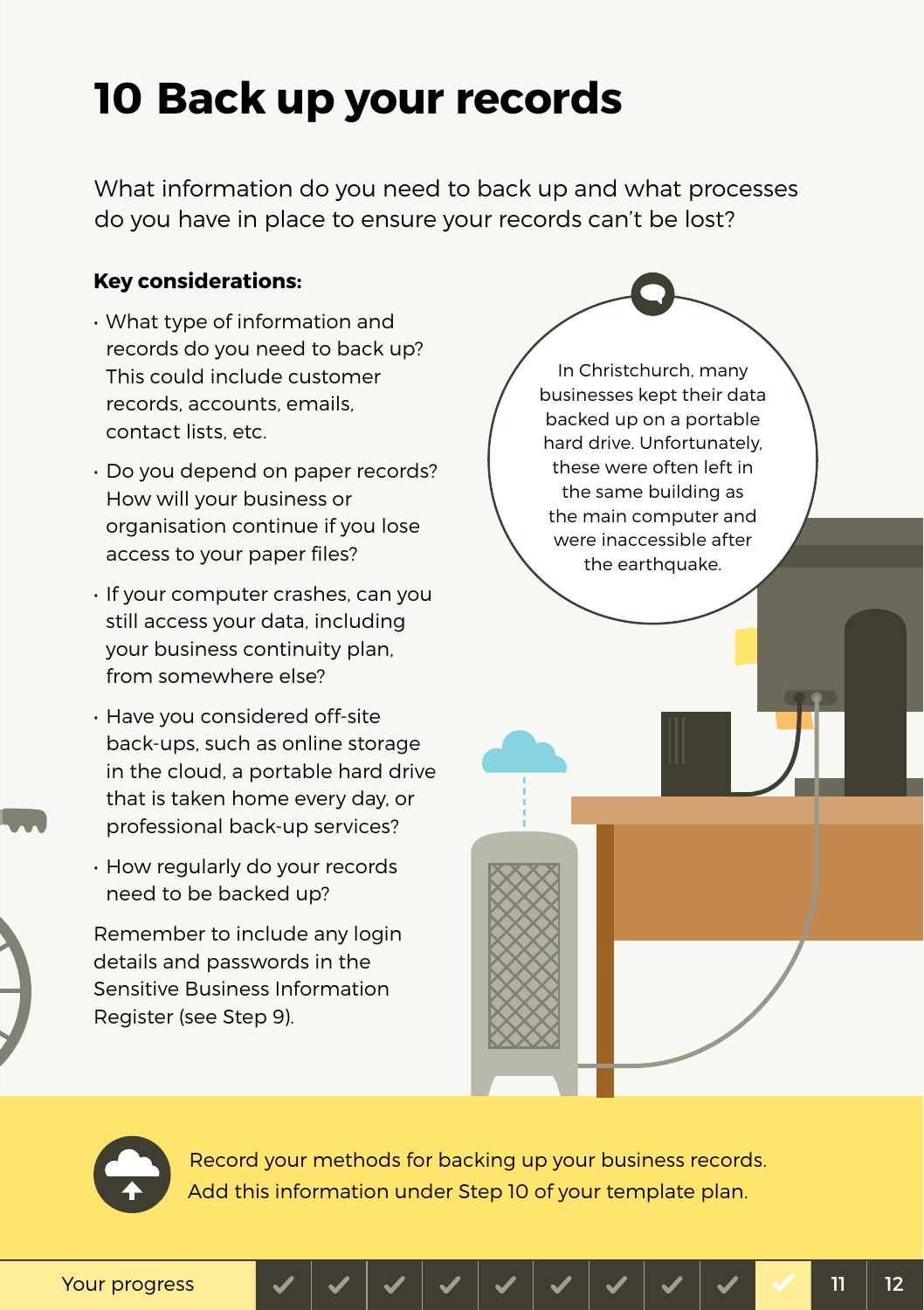# 10 Back up your records

What information do you need to back up and what processes do you have in place to ensure your records can't be lost?

**Key considerations:**

- What type of information and records do you need to back up? This could include customer records, accounts, emails, contact lists, etc.
- Do you depend on paper records? How will your business or organisation continue if you lose access to your paper files?
- If your computer crashes, can you still access your data, including your business continuity plan, from somewhere else?
- Have you considered off-site back-ups, such as online storage in the cloud, a portable hard drive that is taken home every day, or professional back-up services?
- How regularly do your records need to be backed up?

Remember to include any login details and passwords in the Sensitive Business Information Register (see Step 9).

In Christchurch, many businesses kept their data backed up on a portable hard drive. Unfortunately, these were often left in the same building as the main computer and were inaccessible after the earthquake.

Record your methods for backing up your business records. Add this information under Step 10 of your template plan.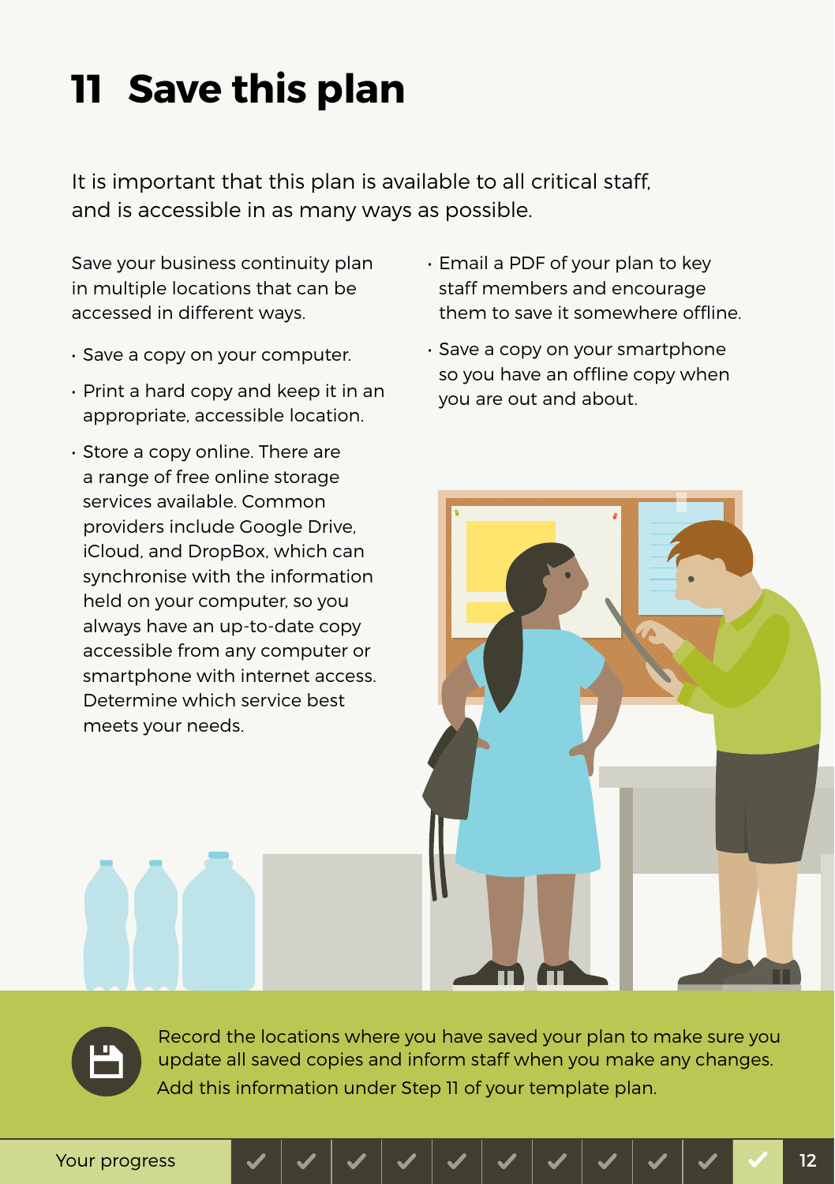# 11 Save this plan

It is important that this plan is available to all critical staff, and is accessible in as many ways as possible.

Save your business continuity plan in multiple locations that can be accessed in different ways.

- Save a copy on your computer.
- Print a hard copy and keep it in an appropriate, accessible location.
- Store a copy online. There are a range of free online storage services available. Common providers include Google Drive, iCloud, and DropBox, which can synchronise with the information held on your computer, so you always have an up-to-date copy accessible from any computer or smartphone with internet access. Determine which service best meets your needs.
- Email a PDF of your plan to key staff members and encourage them to save it somewhere offline.
- Save a copy on your smartphone so you have an offline copy when you are out and about.

Record the locations where you have saved your plan to make sure you update all saved copies and inform staff when you make any changes. Add this information under Step 11 of your template plan.

Your progress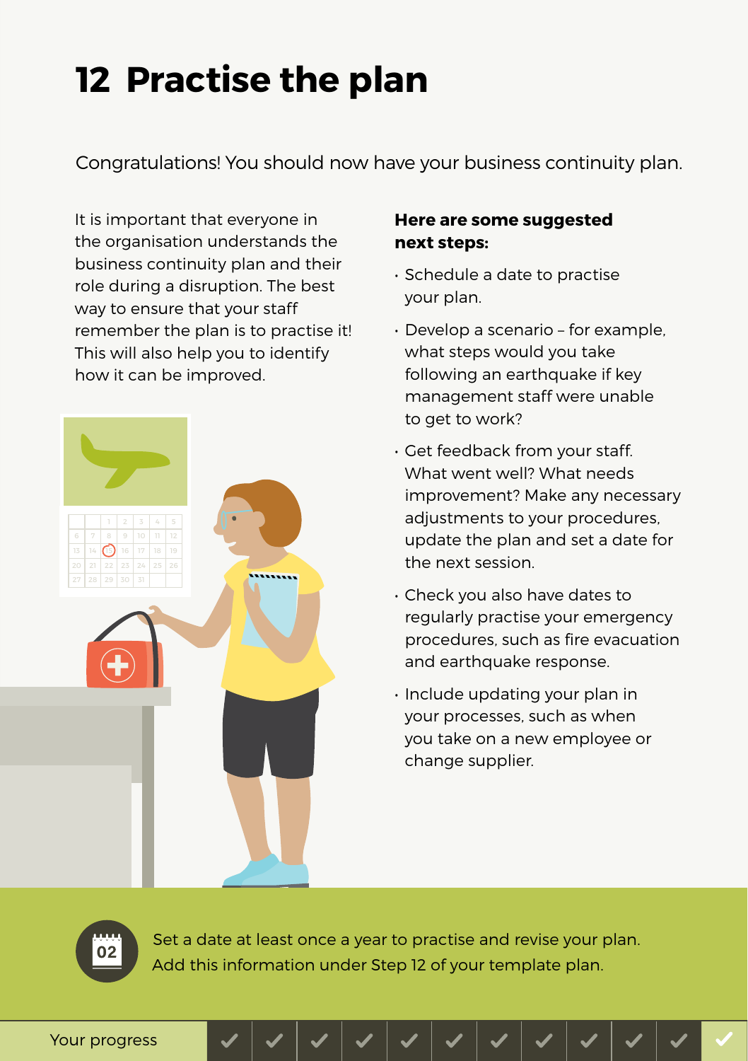# 12 Practise the plan

Congratulations! You should now have your business continuity plan.

It is important that everyone in the organisation understands the business continuity plan and their role during a disruption. The best way to ensure that your staff remember the plan is to practise it! This will also help you to identify how it can be improved.

**Here are some suggested next steps:**

- Schedule a date to practise your plan.
- Develop a scenario – for example, what steps would you take following an earthquake if key management staff were unable to get to work?
- Get feedback from your staff. What went well? What needs improvement? Make any necessary adjustments to your procedures, update the plan and set a date for the next session.
- Check you also have dates to regularly practise your emergency procedures, such as fire evacuation and earthquake response.
- Include updating your plan in your processes, such as when you take on a new employee or change supplier.

Set a date at least once a year to practise and revise your plan. Add this information under Step 12 of your template plan.

Your progress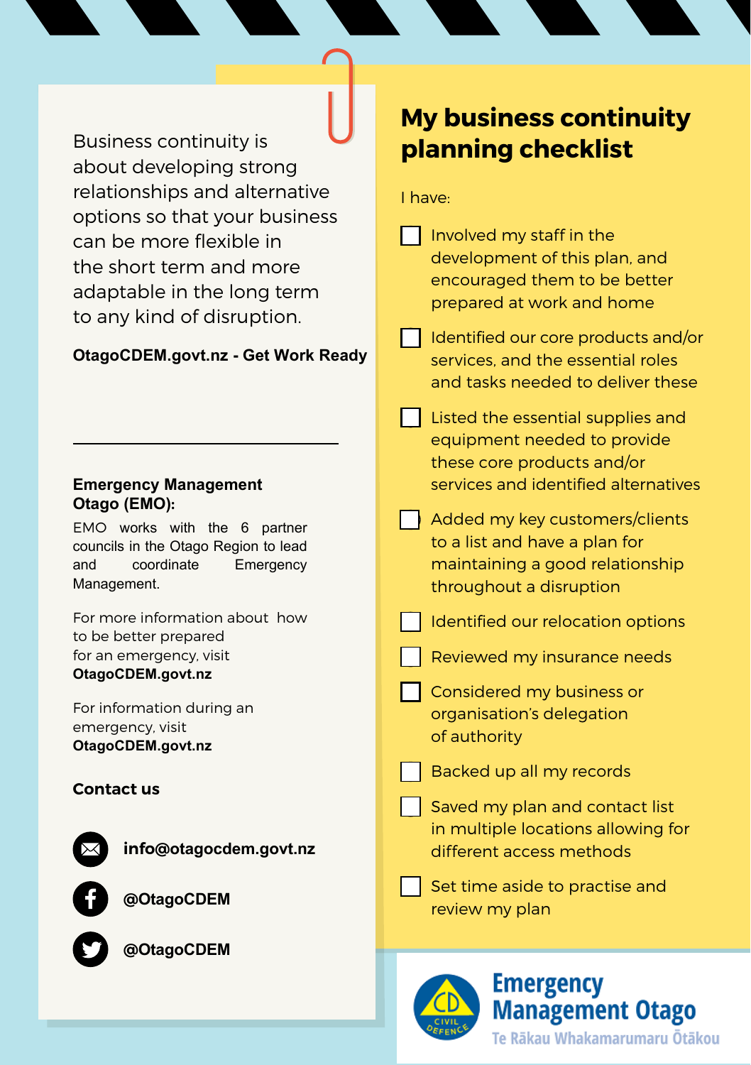Business continuity is about developing strong relationships and alternative options so that your business can be more flexible in the short term and more adaptable in the long term to any kind of disruption.

**OtagoCDEM.govt.nz - Get Work Ready**

---

**Emergency Management Otago (EMO):**

EMO works with the 6 partner councils in the Otago Region to lead and coordinate Emergency Management.

For more information about how to be better prepared for an emergency, visit **OtagoCDEM.govt.nz**

For information during an emergency, visit **OtagoCDEM.govt.nz**

**Contact us**

**info@otagocdem.govt.nz**

**@OtagoCDEM**

**@OtagoCDEM**

# My business continuity planning checklist

I have:

- [ ] Involved my staff in the development of this plan, and encouraged them to be better prepared at work and home
- [ ] Identified our core products and/or services, and the essential roles and tasks needed to deliver these
- [ ] Listed the essential supplies and equipment needed to provide these core products and/or services and identified alternatives
- [ ] Added my key customers/clients to a list and have a plan for maintaining a good relationship throughout a disruption
- [ ] Identified our relocation options
- [ ] Reviewed my insurance needs
- [ ] Considered my business or organisation's delegation of authority
- [ ] Backed up all my records
- [ ] Saved my plan and contact list in multiple locations allowing for different access methods
- [ ] Set time aside to practise and review my plan

Emergency Management Otago
Te Rākau Whakamarumaru Ōtākou